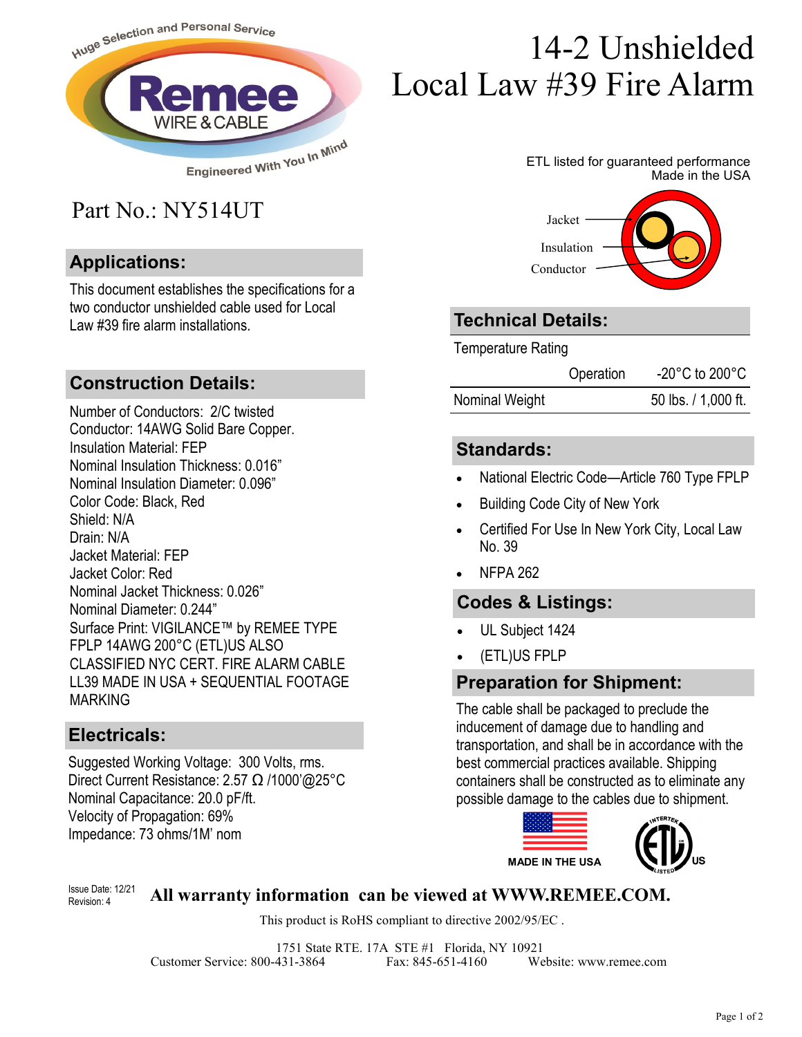# 14-2 Unshielded Local Law #39 Fire Alarm

ETL listed for guaranteed performance
Made in the USA

Jacket
Insulation
Conductor

## Part No.: NY514UT

## Applications:

This document establishes the specifications for a two conductor unshielded cable used for Local Law #39 fire alarm installations.

## Construction Details:

Number of Conductors: 2/C twisted
Conductor: 14AWG Solid Bare Copper.
Insulation Material: FEP
Nominal Insulation Thickness: 0.016”
Nominal Insulation Diameter: 0.096”
Color Code: Black, Red
Shield: N/A
Drain: N/A
Jacket Material: FEP
Jacket Color: Red
Nominal Jacket Thickness: 0.026”
Nominal Diameter: 0.244”
Surface Print: VIGILANCE™ by REMEE TYPE FPLP 14AWG 200°C (ETL)US ALSO CLASSIFIED NYC CERT. FIRE ALARM CABLE LL39 MADE IN USA + SEQUENTIAL FOOTAGE MARKING

## Electricals:

Suggested Working Voltage: 300 Volts, rms.
Direct Current Resistance: 2.57 Ω /1000'@25°C
Nominal Capacitance: 20.0 pF/ft.
Velocity of Propagation: 69%
Impedance: 73 ohms/1M’ nom

## Technical Details:

| Temperature Rating | | |
|---|---|---|
| | Operation | -20°C to 200°C |
| Nominal Weight | | 50 lbs. / 1,000 ft. |

## Standards:

- National Electric Code—Article 760 Type FPLP
- Building Code City of New York
- Certified For Use In New York City, Local Law No. 39
- NFPA 262

## Codes & Listings:

- UL Subject 1424
- (ETL)US FPLP

## Preparation for Shipment:

The cable shall be packaged to preclude the inducement of damage due to handling and transportation, and shall be in accordance with the best commercial practices available. Shipping containers shall be constructed as to eliminate any possible damage to the cables due to shipment.

MADE IN THE USA

Issue Date: 12/21
Revision: 4

**All warranty information can be viewed at WWW.REMEE.COM.**

This product is RoHS compliant to directive 2002/95/EC .

1751 State RTE. 17A STE #1 Florida, NY 10921
Customer Service: 800-431-3864 Fax: 845-651-4160 Website: www.remee.com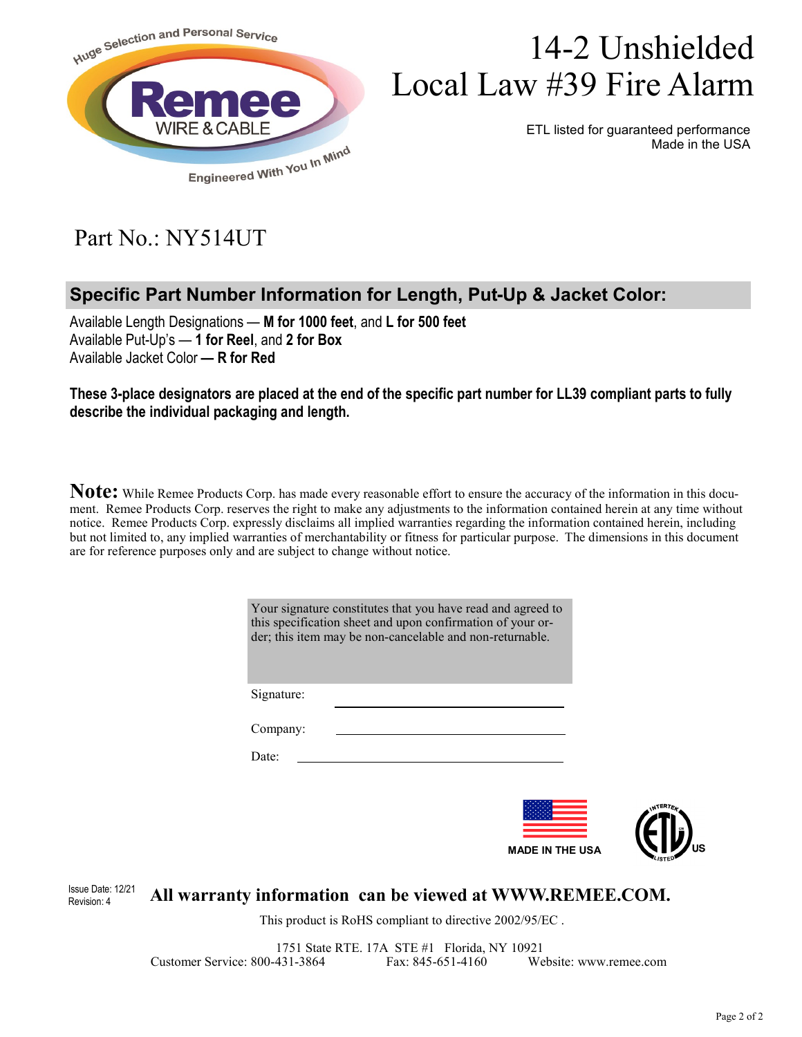Huge Selection and Personal Service

**Remee** WIRE & CABLE

Engineered With You In Mind

# 14-2 Unshielded Local Law #39 Fire Alarm

ETL listed for guaranteed performance
Made in the USA

## Part No.: NY514UT

## Specific Part Number Information for Length, Put-Up & Jacket Color:

Available Length Designations — **M for 1000 feet**, and **L for 500 feet**
Available Put-Up's — **1 for Reel**, and **2 for Box**
Available Jacket Color **— R for Red**

**These 3-place designators are placed at the end of the specific part number for LL39 compliant parts to fully describe the individual packaging and length.**

**Note:** While Remee Products Corp. has made every reasonable effort to ensure the accuracy of the information in this document. Remee Products Corp. reserves the right to make any adjustments to the information contained herein at any time without notice. Remee Products Corp. expressly disclaims all implied warranties regarding the information contained herein, including but not limited to, any implied warranties of merchantability or fitness for particular purpose. The dimensions in this document are for reference purposes only and are subject to change without notice.

Your signature constitutes that you have read and agreed to this specification sheet and upon confirmation of your order; this item may be non-cancelable and non-returnable.

Signature: ______________________

Company: ______________________

Date: ______________________

MADE IN THE USA

INTERTEK ETL LISTED US

Issue Date: 12/21
Revision: 4

**All warranty information can be viewed at WWW.REMEE.COM.**

This product is RoHS compliant to directive 2002/95/EC .

1751 State RTE. 17A STE #1 Florida, NY 10921
Customer Service: 800-431-3864 Fax: 845-651-4160 Website: www.remee.com